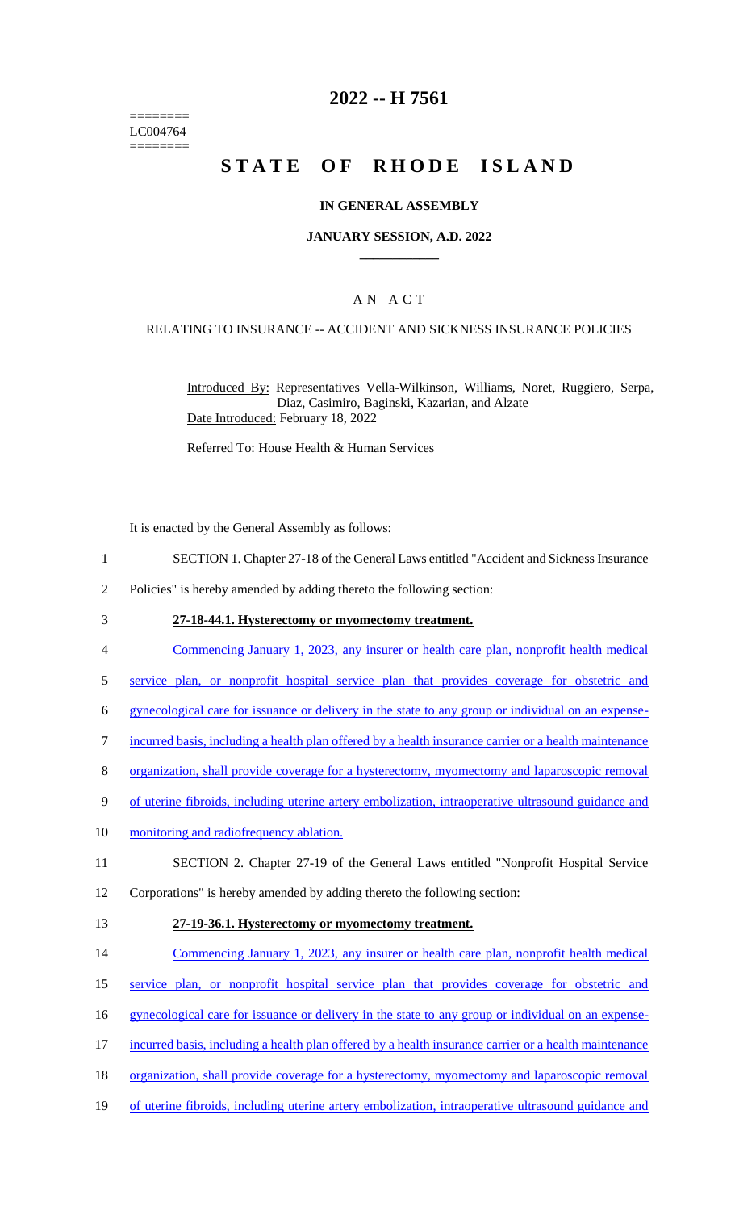========
LC004764
========

# 2022 -- H 7561

# STATE OF RHODE ISLAND

## IN GENERAL ASSEMBLY

### JANUARY SESSION, A.D. 2022

## A N A C T

### RELATING TO INSURANCE -- ACCIDENT AND SICKNESS INSURANCE POLICIES

Introduced By: Representatives Vella-Wilkinson, Williams, Noret, Ruggiero, Serpa, Diaz, Casimiro, Baginski, Kazarian, and Alzate

Date Introduced: February 18, 2022

Referred To: House Health & Human Services

It is enacted by the General Assembly as follows:

1 SECTION 1. Chapter 27-18 of the General Laws entitled "Accident and Sickness Insurance
2 Policies" is hereby amended by adding thereto the following section:

3 **27-18-44.1. Hysterectomy or myomectomy treatment.**

4 Commencing January 1, 2023, any insurer or health care plan, nonprofit health medical
5 service plan, or nonprofit hospital service plan that provides coverage for obstetric and
6 gynecological care for issuance or delivery in the state to any group or individual on an expense-
7 incurred basis, including a health plan offered by a health insurance carrier or a health maintenance
8 organization, shall provide coverage for a hysterectomy, myomectomy and laparoscopic removal
9 of uterine fibroids, including uterine artery embolization, intraoperative ultrasound guidance and
10 monitoring and radiofrequency ablation.

11 SECTION 2. Chapter 27-19 of the General Laws entitled "Nonprofit Hospital Service
12 Corporations" is hereby amended by adding thereto the following section:

13 **27-19-36.1. Hysterectomy or myomectomy treatment.**

14 Commencing January 1, 2023, any insurer or health care plan, nonprofit health medical
15 service plan, or nonprofit hospital service plan that provides coverage for obstetric and
16 gynecological care for issuance or delivery in the state to any group or individual on an expense-
17 incurred basis, including a health plan offered by a health insurance carrier or a health maintenance
18 organization, shall provide coverage for a hysterectomy, myomectomy and laparoscopic removal
19 of uterine fibroids, including uterine artery embolization, intraoperative ultrasound guidance and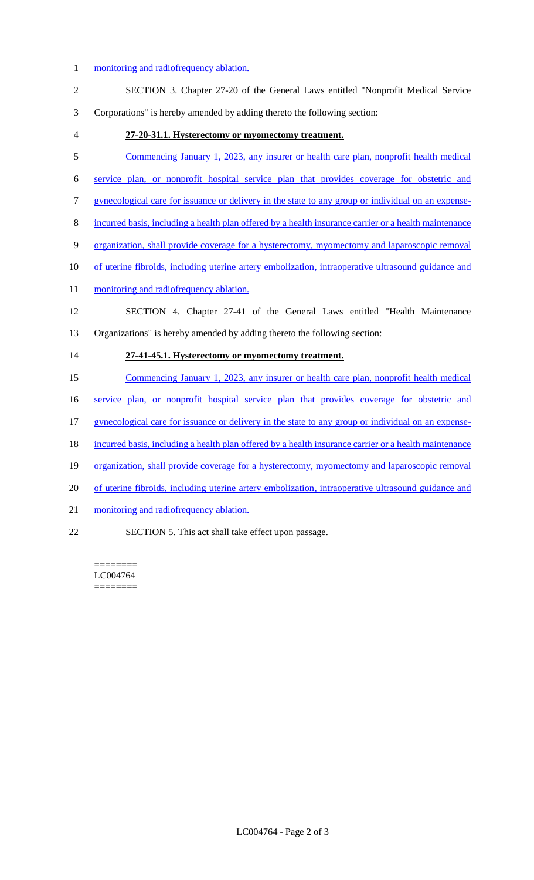monitoring and radiofrequency ablation.

SECTION 3. Chapter 27-20 of the General Laws entitled "Nonprofit Medical Service Corporations" is hereby amended by adding thereto the following section:

**27-20-31.1. Hysterectomy or myomectomy treatment.**

Commencing January 1, 2023, any insurer or health care plan, nonprofit health medical service plan, or nonprofit hospital service plan that provides coverage for obstetric and gynecological care for issuance or delivery in the state to any group or individual on an expense-incurred basis, including a health plan offered by a health insurance carrier or a health maintenance organization, shall provide coverage for a hysterectomy, myomectomy and laparoscopic removal of uterine fibroids, including uterine artery embolization, intraoperative ultrasound guidance and monitoring and radiofrequency ablation.

SECTION 4. Chapter 27-41 of the General Laws entitled "Health Maintenance Organizations" is hereby amended by adding thereto the following section:

**27-41-45.1. Hysterectomy or myomectomy treatment.**

Commencing January 1, 2023, any insurer or health care plan, nonprofit health medical service plan, or nonprofit hospital service plan that provides coverage for obstetric and gynecological care for issuance or delivery in the state to any group or individual on an expense-incurred basis, including a health plan offered by a health insurance carrier or a health maintenance organization, shall provide coverage for a hysterectomy, myomectomy and laparoscopic removal of uterine fibroids, including uterine artery embolization, intraoperative ultrasound guidance and monitoring and radiofrequency ablation.

SECTION 5. This act shall take effect upon passage.

========
LC004764
========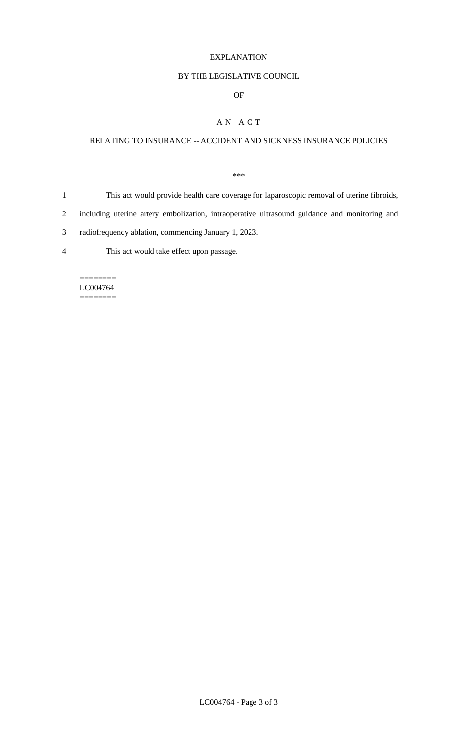EXPLANATION

BY THE LEGISLATIVE COUNCIL

OF

A N A C T

RELATING TO INSURANCE -- ACCIDENT AND SICKNESS INSURANCE POLICIES

\*\*\*

1 This act would provide health care coverage for laparoscopic removal of uterine fibroids,
2 including uterine artery embolization, intraoperative ultrasound guidance and monitoring and
3 radiofrequency ablation, commencing January 1, 2023.
4 This act would take effect upon passage.

========
LC004764
========